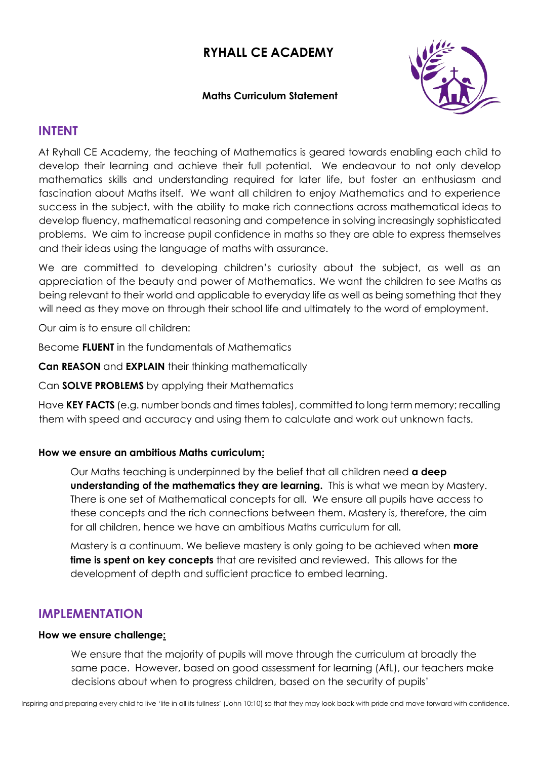# RYHALL CE ACADEMY

**Maths Curriculum Statement**

## INTENT

At Ryhall CE Academy, the teaching of Mathematics is geared towards enabling each child to develop their learning and achieve their full potential. We endeavour to not only develop mathematics skills and understanding required for later life, but foster an enthusiasm and fascination about Maths itself. We want all children to enjoy Mathematics and to experience success in the subject, with the ability to make rich connections across mathematical ideas to develop fluency, mathematical reasoning and competence in solving increasingly sophisticated problems. We aim to increase pupil confidence in maths so they are able to express themselves and their ideas using the language of maths with assurance.

We are committed to developing children's curiosity about the subject, as well as an appreciation of the beauty and power of Mathematics. We want the children to see Maths as being relevant to their world and applicable to everyday life as well as being something that they will need as they move on through their school life and ultimately to the word of employment.

Our aim is to ensure all children:

Become **FLUENT** in the fundamentals of Mathematics

**Can REASON** and **EXPLAIN** their thinking mathematically

Can **SOLVE PROBLEMS** by applying their Mathematics

Have **KEY FACTS** (e.g. number bonds and times tables), committed to long term memory; recalling them with speed and accuracy and using them to calculate and work out unknown facts.

**How we ensure an ambitious Maths curriculum:**

Our Maths teaching is underpinned by the belief that all children need **a deep understanding of the mathematics they are learning.** This is what we mean by Mastery. There is one set of Mathematical concepts for all. We ensure all pupils have access to these concepts and the rich connections between them. Mastery is, therefore, the aim for all children, hence we have an ambitious Maths curriculum for all.

Mastery is a continuum. We believe mastery is only going to be achieved when **more time is spent on key concepts** that are revisited and reviewed. This allows for the development of depth and sufficient practice to embed learning.

## IMPLEMENTATION

**How we ensure challenge:**

We ensure that the majority of pupils will move through the curriculum at broadly the same pace. However, based on good assessment for learning (AfL), our teachers make decisions about when to progress children, based on the security of pupils'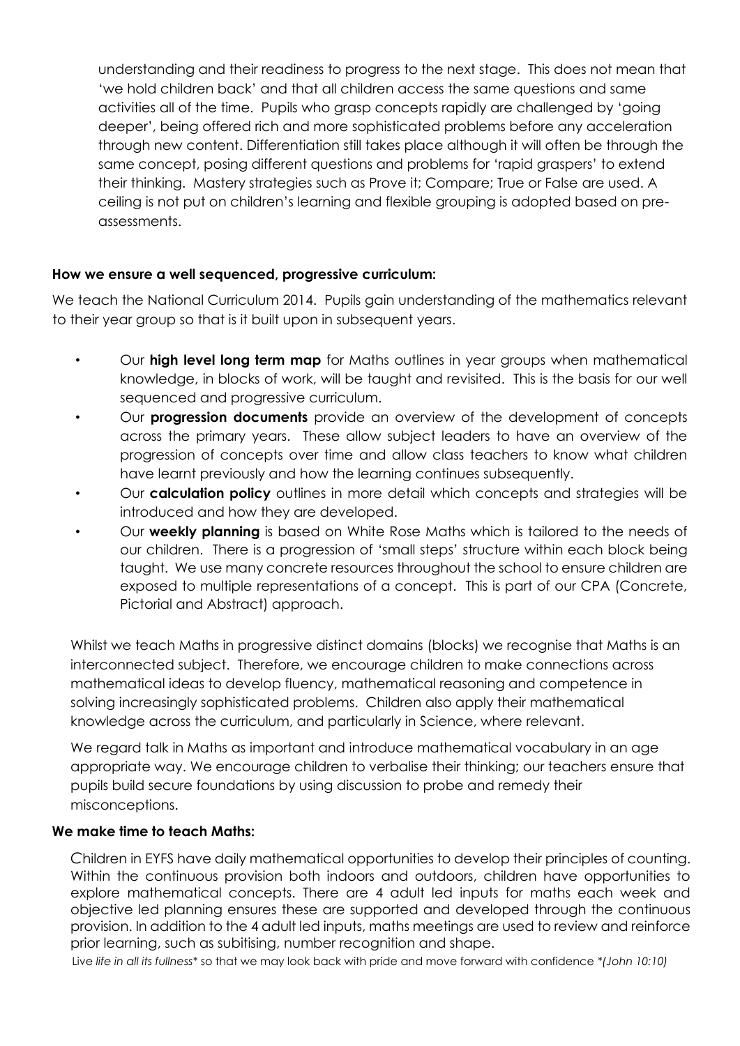understanding and their readiness to progress to the next stage. This does not mean that 'we hold children back' and that all children access the same questions and same activities all of the time. Pupils who grasp concepts rapidly are challenged by 'going deeper', being offered rich and more sophisticated problems before any acceleration through new content. Differentiation still takes place although it will often be through the same concept, posing different questions and problems for 'rapid graspers' to extend their thinking. Mastery strategies such as Prove it; Compare; True or False are used. A ceiling is not put on children's learning and flexible grouping is adopted based on pre-assessments.

**How we ensure a well sequenced, progressive curriculum:**

We teach the National Curriculum 2014. Pupils gain understanding of the mathematics relevant to their year group so that is it built upon in subsequent years.

- Our **high level long term map** for Maths outlines in year groups when mathematical knowledge, in blocks of work, will be taught and revisited. This is the basis for our well sequenced and progressive curriculum.
- Our **progression documents** provide an overview of the development of concepts across the primary years. These allow subject leaders to have an overview of the progression of concepts over time and allow class teachers to know what children have learnt previously and how the learning continues subsequently.
- Our **calculation policy** outlines in more detail which concepts and strategies will be introduced and how they are developed.
- Our **weekly planning** is based on White Rose Maths which is tailored to the needs of our children. There is a progression of 'small steps' structure within each block being taught. We use many concrete resources throughout the school to ensure children are exposed to multiple representations of a concept. This is part of our CPA (Concrete, Pictorial and Abstract) approach.

Whilst we teach Maths in progressive distinct domains (blocks) we recognise that Maths is an interconnected subject. Therefore, we encourage children to make connections across mathematical ideas to develop fluency, mathematical reasoning and competence in solving increasingly sophisticated problems. Children also apply their mathematical knowledge across the curriculum, and particularly in Science, where relevant.

We regard talk in Maths as important and introduce mathematical vocabulary in an age appropriate way. We encourage children to verbalise their thinking; our teachers ensure that pupils build secure foundations by using discussion to probe and remedy their misconceptions.

**We make time to teach Maths:**

Children in EYFS have daily mathematical opportunities to develop their principles of counting. Within the continuous provision both indoors and outdoors, children have opportunities to explore mathematical concepts. There are 4 adult led inputs for maths each week and objective led planning ensures these are supported and developed through the continuous provision. In addition to the 4 adult led inputs, maths meetings are used to review and reinforce prior learning, such as subitising, number recognition and shape.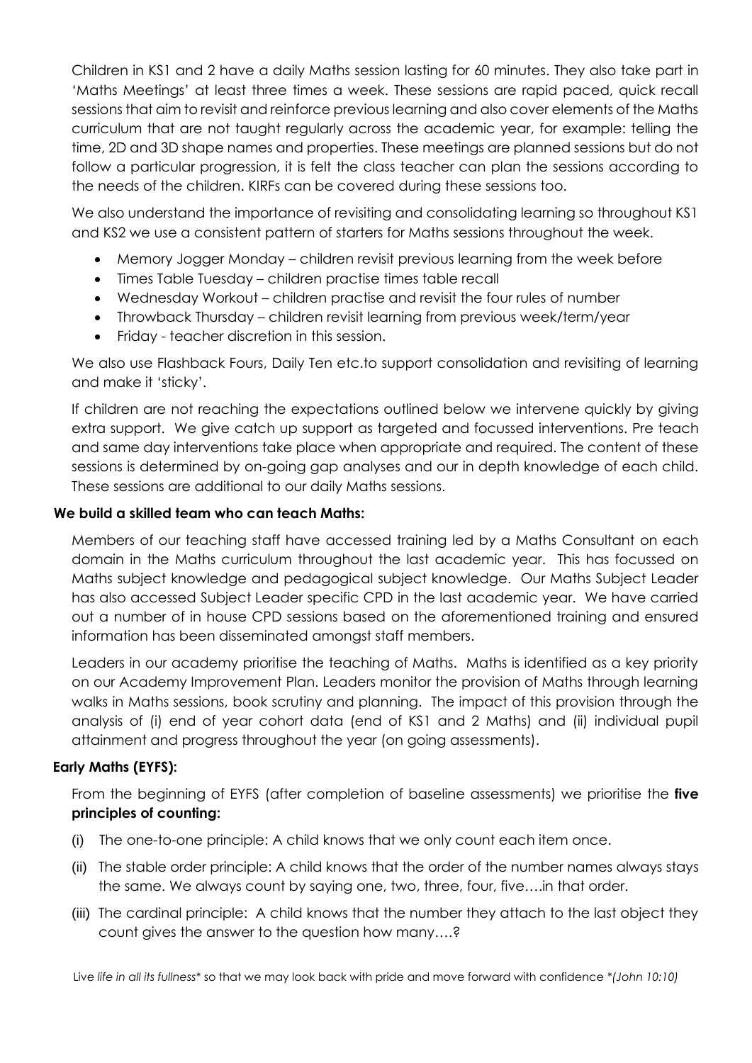Children in KS1 and 2 have a daily Maths session lasting for 60 minutes. They also take part in 'Maths Meetings' at least three times a week. These sessions are rapid paced, quick recall sessions that aim to revisit and reinforce previous learning and also cover elements of the Maths curriculum that are not taught regularly across the academic year, for example: telling the time, 2D and 3D shape names and properties. These meetings are planned sessions but do not follow a particular progression, it is felt the class teacher can plan the sessions according to the needs of the children. KIRFs can be covered during these sessions too.

We also understand the importance of revisiting and consolidating learning so throughout KS1 and KS2 we use a consistent pattern of starters for Maths sessions throughout the week.

- Memory Jogger Monday – children revisit previous learning from the week before
- Times Table Tuesday – children practise times table recall
- Wednesday Workout – children practise and revisit the four rules of number
- Throwback Thursday – children revisit learning from previous week/term/year
- Friday - teacher discretion in this session.

We also use Flashback Fours, Daily Ten etc.to support consolidation and revisiting of learning and make it 'sticky'.

If children are not reaching the expectations outlined below we intervene quickly by giving extra support. We give catch up support as targeted and focussed interventions. Pre teach and same day interventions take place when appropriate and required. The content of these sessions is determined by on-going gap analyses and our in depth knowledge of each child. These sessions are additional to our daily Maths sessions.

**We build a skilled team who can teach Maths:**

Members of our teaching staff have accessed training led by a Maths Consultant on each domain in the Maths curriculum throughout the last academic year. This has focussed on Maths subject knowledge and pedagogical subject knowledge. Our Maths Subject Leader has also accessed Subject Leader specific CPD in the last academic year. We have carried out a number of in house CPD sessions based on the aforementioned training and ensured information has been disseminated amongst staff members.

Leaders in our academy prioritise the teaching of Maths. Maths is identified as a key priority on our Academy Improvement Plan. Leaders monitor the provision of Maths through learning walks in Maths sessions, book scrutiny and planning. The impact of this provision through the analysis of (i) end of year cohort data (end of KS1 and 2 Maths) and (ii) individual pupil attainment and progress throughout the year (on going assessments).

**Early Maths (EYFS):**

From the beginning of EYFS (after completion of baseline assessments) we prioritise the **five principles of counting:**

(i) The one-to-one principle: A child knows that we only count each item once.

(ii) The stable order principle: A child knows that the order of the number names always stays the same. We always count by saying one, two, three, four, five….in that order.

(iii) The cardinal principle: A child knows that the number they attach to the last object they count gives the answer to the question how many….?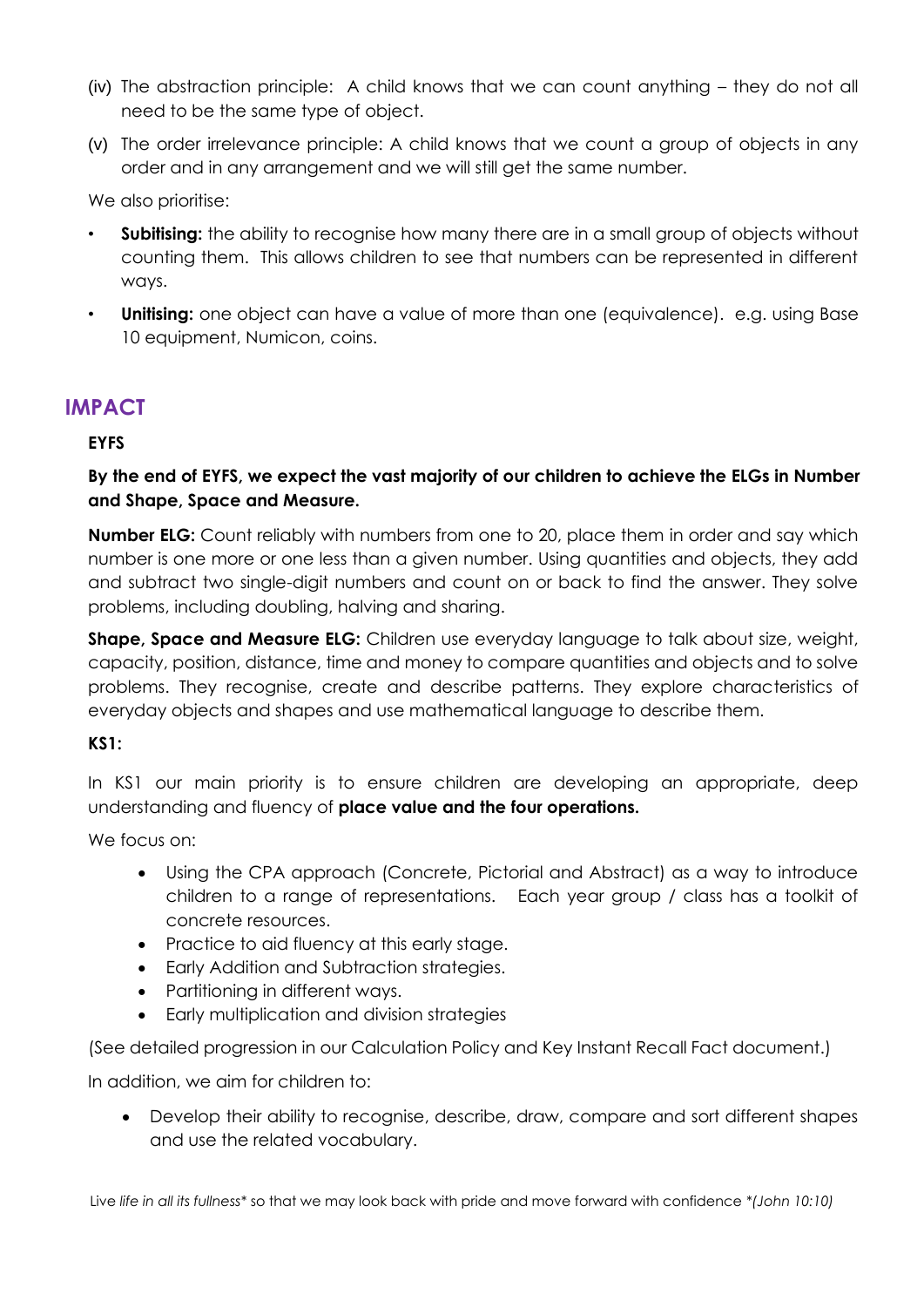(iv) The abstraction principle: A child knows that we can count anything – they do not all need to be the same type of object.

(v) The order irrelevance principle: A child knows that we count a group of objects in any order and in any arrangement and we will still get the same number.

We also prioritise:

- **Subitising:** the ability to recognise how many there are in a small group of objects without counting them. This allows children to see that numbers can be represented in different ways.
- **Unitising:** one object can have a value of more than one (equivalence). e.g. using Base 10 equipment, Numicon, coins.

## IMPACT

**EYFS**

**By the end of EYFS, we expect the vast majority of our children to achieve the ELGs in Number and Shape, Space and Measure.**

**Number ELG:** Count reliably with numbers from one to 20, place them in order and say which number is one more or one less than a given number. Using quantities and objects, they add and subtract two single-digit numbers and count on or back to find the answer. They solve problems, including doubling, halving and sharing.

**Shape, Space and Measure ELG:** Children use everyday language to talk about size, weight, capacity, position, distance, time and money to compare quantities and objects and to solve problems. They recognise, create and describe patterns. They explore characteristics of everyday objects and shapes and use mathematical language to describe them.

**KS1:**

In KS1 our main priority is to ensure children are developing an appropriate, deep understanding and fluency of **place value and the four operations.**

We focus on:

- Using the CPA approach (Concrete, Pictorial and Abstract) as a way to introduce children to a range of representations. Each year group / class has a toolkit of concrete resources.
- Practice to aid fluency at this early stage.
- Early Addition and Subtraction strategies.
- Partitioning in different ways.
- Early multiplication and division strategies

(See detailed progression in our Calculation Policy and Key Instant Recall Fact document.)

In addition, we aim for children to:

- Develop their ability to recognise, describe, draw, compare and sort different shapes and use the related vocabulary.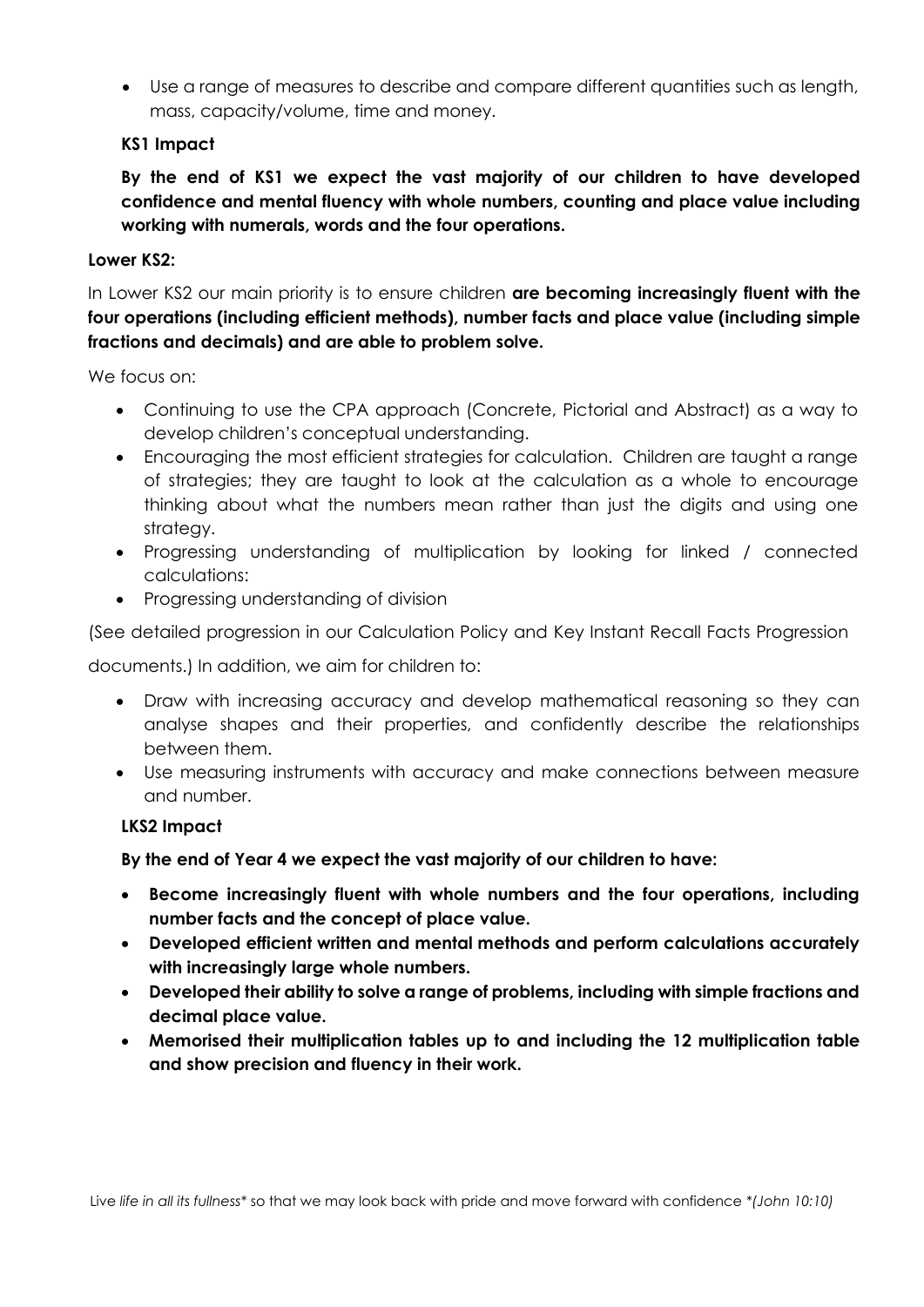- Use a range of measures to describe and compare different quantities such as length, mass, capacity/volume, time and money.

**KS1 Impact**

**By the end of KS1 we expect the vast majority of our children to have developed confidence and mental fluency with whole numbers, counting and place value including working with numerals, words and the four operations.**

**Lower KS2:**

In Lower KS2 our main priority is to ensure children **are becoming increasingly fluent with the four operations (including efficient methods), number facts and place value (including simple fractions and decimals) and are able to problem solve.**

We focus on:

- Continuing to use the CPA approach (Concrete, Pictorial and Abstract) as a way to develop children's conceptual understanding.
- Encouraging the most efficient strategies for calculation. Children are taught a range of strategies; they are taught to look at the calculation as a whole to encourage thinking about what the numbers mean rather than just the digits and using one strategy.
- Progressing understanding of multiplication by looking for linked / connected calculations:
- Progressing understanding of division

(See detailed progression in our Calculation Policy and Key Instant Recall Facts Progression documents.) In addition, we aim for children to:

- Draw with increasing accuracy and develop mathematical reasoning so they can analyse shapes and their properties, and confidently describe the relationships between them.
- Use measuring instruments with accuracy and make connections between measure and number.

**LKS2 Impact**

**By the end of Year 4 we expect the vast majority of our children to have:**

- **Become increasingly fluent with whole numbers and the four operations, including number facts and the concept of place value.**
- **Developed efficient written and mental methods and perform calculations accurately with increasingly large whole numbers.**
- **Developed their ability to solve a range of problems, including with simple fractions and decimal place value.**
- **Memorised their multiplication tables up to and including the 12 multiplication table and show precision and fluency in their work.**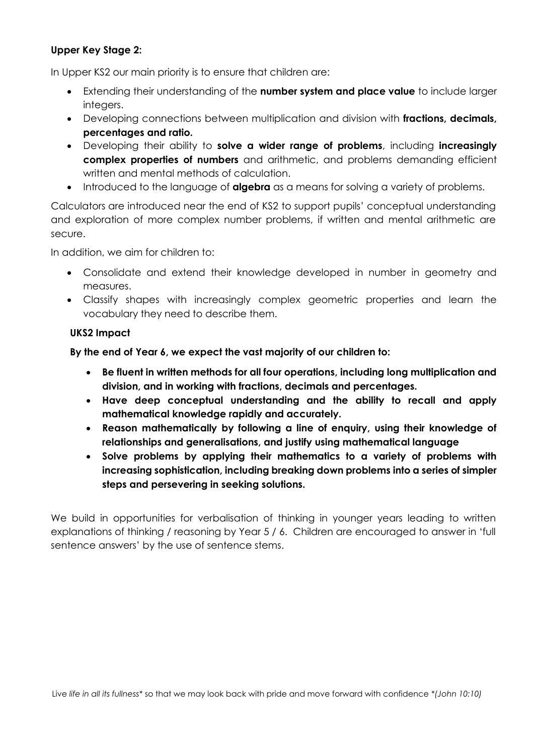**Upper Key Stage 2:**

In Upper KS2 our main priority is to ensure that children are:

- Extending their understanding of the **number system and place value** to include larger integers.
- Developing connections between multiplication and division with **fractions, decimals, percentages and ratio.**
- Developing their ability to **solve a wider range of problems**, including **increasingly complex properties of numbers** and arithmetic, and problems demanding efficient written and mental methods of calculation.
- Introduced to the language of **algebra** as a means for solving a variety of problems.

Calculators are introduced near the end of KS2 to support pupils' conceptual understanding and exploration of more complex number problems, if written and mental arithmetic are secure.

In addition, we aim for children to:

- Consolidate and extend their knowledge developed in number in geometry and measures.
- Classify shapes with increasingly complex geometric properties and learn the vocabulary they need to describe them.

**UKS2 Impact**

**By the end of Year 6, we expect the vast majority of our children to:**

- **Be fluent in written methods for all four operations, including long multiplication and division, and in working with fractions, decimals and percentages.**
- **Have deep conceptual understanding and the ability to recall and apply mathematical knowledge rapidly and accurately.**
- **Reason mathematically by following a line of enquiry, using their knowledge of relationships and generalisations, and justify using mathematical language**
- **Solve problems by applying their mathematics to a variety of problems with increasing sophistication, including breaking down problems into a series of simpler steps and persevering in seeking solutions.**

We build in opportunities for verbalisation of thinking in younger years leading to written explanations of thinking / reasoning by Year 5 / 6. Children are encouraged to answer in 'full sentence answers' by the use of sentence stems.